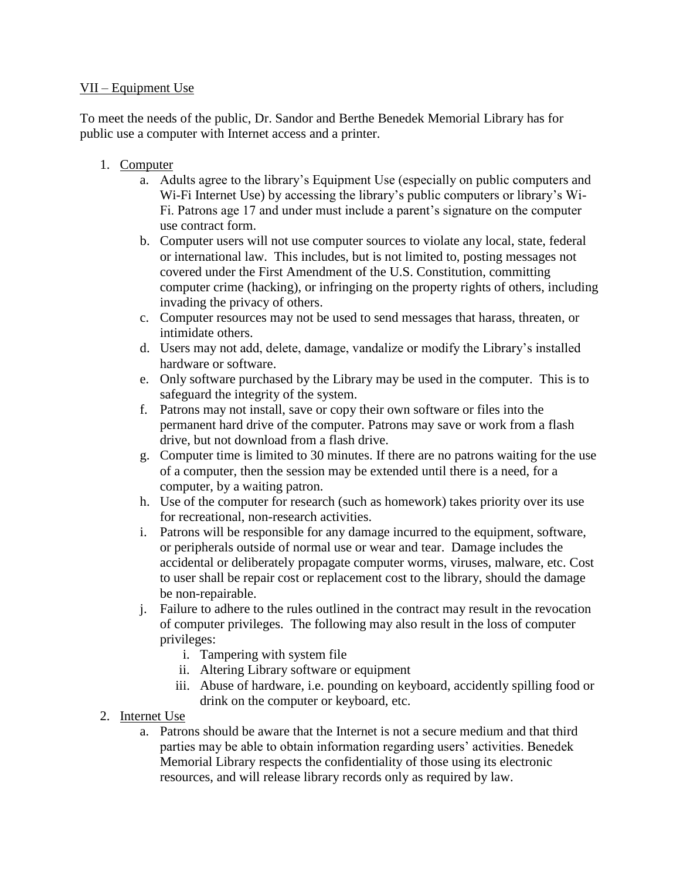VII – Equipment Use

To meet the needs of the public, Dr. Sandor and Berthe Benedek Memorial Library has for public use a computer with Internet access and a printer.

1. Computer
   a. Adults agree to the library's Equipment Use (especially on public computers and Wi-Fi Internet Use) by accessing the library's public computers or library's Wi-Fi. Patrons age 17 and under must include a parent's signature on the computer use contract form.
   b. Computer users will not use computer sources to violate any local, state, federal or international law. This includes, but is not limited to, posting messages not covered under the First Amendment of the U.S. Constitution, committing computer crime (hacking), or infringing on the property rights of others, including invading the privacy of others.
   c. Computer resources may not be used to send messages that harass, threaten, or intimidate others.
   d. Users may not add, delete, damage, vandalize or modify the Library's installed hardware or software.
   e. Only software purchased by the Library may be used in the computer. This is to safeguard the integrity of the system.
   f. Patrons may not install, save or copy their own software or files into the permanent hard drive of the computer. Patrons may save or work from a flash drive, but not download from a flash drive.
   g. Computer time is limited to 30 minutes. If there are no patrons waiting for the use of a computer, then the session may be extended until there is a need, for a computer, by a waiting patron.
   h. Use of the computer for research (such as homework) takes priority over its use for recreational, non-research activities.
   i. Patrons will be responsible for any damage incurred to the equipment, software, or peripherals outside of normal use or wear and tear. Damage includes the accidental or deliberately propagate computer worms, viruses, malware, etc. Cost to user shall be repair cost or replacement cost to the library, should the damage be non-repairable.
   j. Failure to adhere to the rules outlined in the contract may result in the revocation of computer privileges. The following may also result in the loss of computer privileges:
      i. Tampering with system file
      ii. Altering Library software or equipment
      iii. Abuse of hardware, i.e. pounding on keyboard, accidently spilling food or drink on the computer or keyboard, etc.
2. Internet Use
   a. Patrons should be aware that the Internet is not a secure medium and that third parties may be able to obtain information regarding users' activities. Benedek Memorial Library respects the confidentiality of those using its electronic resources, and will release library records only as required by law.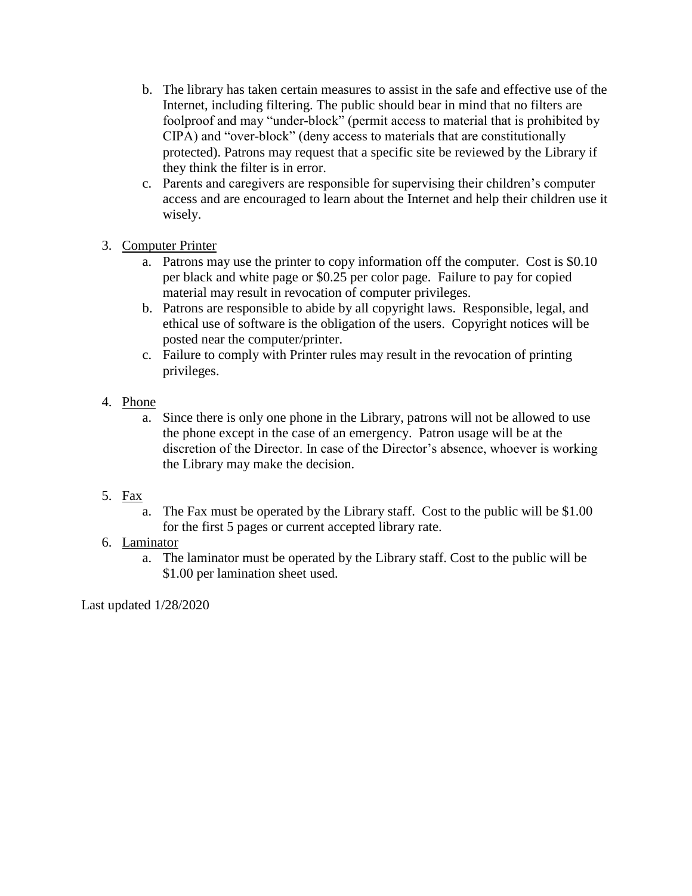b. The library has taken certain measures to assist in the safe and effective use of the Internet, including filtering. The public should bear in mind that no filters are foolproof and may "under-block" (permit access to material that is prohibited by CIPA) and "over-block" (deny access to materials that are constitutionally protected). Patrons may request that a specific site be reviewed by the Library if they think the filter is in error.

c. Parents and caregivers are responsible for supervising their children's computer access and are encouraged to learn about the Internet and help their children use it wisely.

3. <u>Computer Printer</u>
   a. Patrons may use the printer to copy information off the computer. Cost is $0.10 per black and white page or $0.25 per color page. Failure to pay for copied material may result in revocation of computer privileges.
   b. Patrons are responsible to abide by all copyright laws. Responsible, legal, and ethical use of software is the obligation of the users. Copyright notices will be posted near the computer/printer.
   c. Failure to comply with Printer rules may result in the revocation of printing privileges.

4. <u>Phone</u>
   a. Since there is only one phone in the Library, patrons will not be allowed to use the phone except in the case of an emergency. Patron usage will be at the discretion of the Director. In case of the Director's absence, whoever is working the Library may make the decision.

5. <u>Fax</u>
   a. The Fax must be operated by the Library staff. Cost to the public will be $1.00 for the first 5 pages or current accepted library rate.

6. <u>Laminator</u>
   a. The laminator must be operated by the Library staff. Cost to the public will be $1.00 per lamination sheet used.

Last updated 1/28/2020